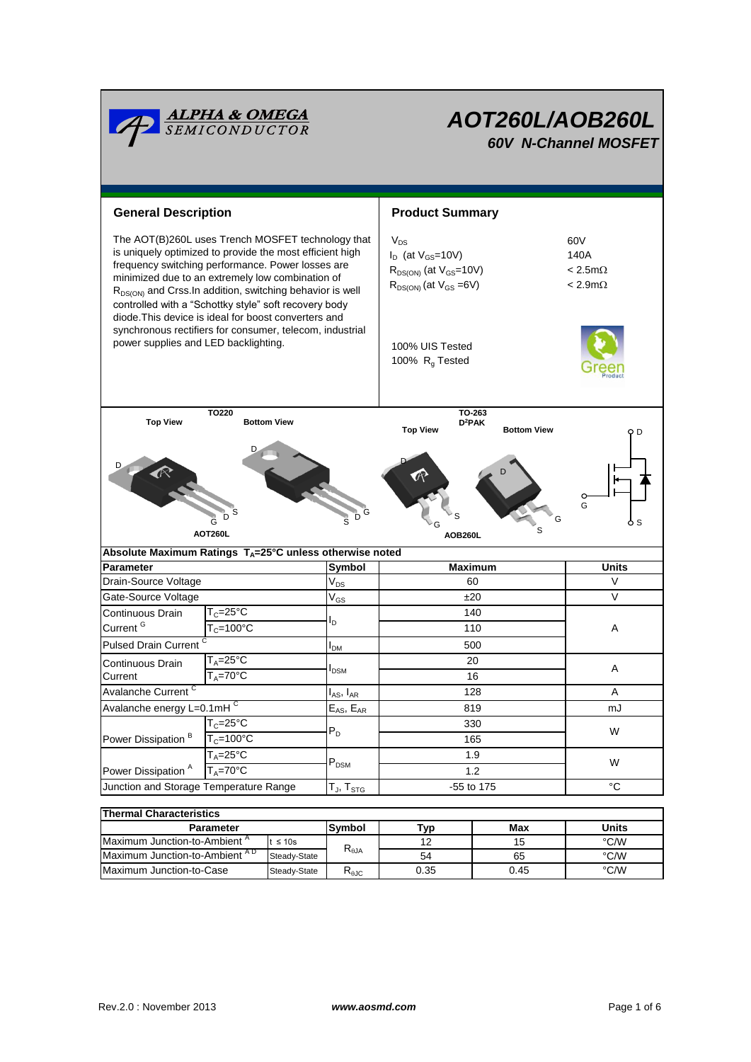# AOT260L/AOB260L

### 60V N-Channel MOSFET

## General Description

The AOT(B)260L uses Trench MOSFET technology that is uniquely optimized to provide the most efficient high frequency switching performance. Power losses are minimized due to an extremely low combination of $R_{DS(ON)}$ and Crss.In addition, switching behavior is well controlled with a "Schottky style" soft recovery body diode.This device is ideal for boost converters and synchronous rectifiers for consumer, telecom, industrial power supplies and LED backlighting.

## Product Summary

| | |
|---|---|
| $V_{DS}$ | 60V |
| $I_D$ (at $V_{GS}$=10V) | 140A |
| $R_{DS(ON)}$ (at $V_{GS}$=10V) | < 2.5mΩ |
| $R_{DS(ON)}$ (at $V_{GS}$ =6V) | < 2.9mΩ |

100% UIS Tested
100% $R_g$ Tested

TO220 — Top View, Bottom View — AOT260L

TO-263 $D^2PAK$ — Top View, Bottom View — AOB260L

## Absolute Maximum Ratings $T_A$=25°C unless otherwise noted

| Parameter | | Symbol | Maximum | Units |
|---|---|---|---|---|
| Drain-Source Voltage | | $V_{DS}$ | 60 | V |
| Gate-Source Voltage | | $V_{GS}$ | ±20 | V |
| Continuous Drain Current [G] | $T_C$=25°C | $I_D$ | 140 | A |
| | $T_C$=100°C | | 110 | |
| Pulsed Drain Current [C] | | $I_{DM}$ | 500 | |
| Continuous Drain Current | $T_A$=25°C | $I_{DSM}$ | 20 | A |
| | $T_A$=70°C | | 16 | |
| Avalanche Current [C] | | $I_{AS}$, $I_{AR}$ | 128 | A |
| Avalanche energy L=0.1mH [C] | | $E_{AS}$, $E_{AR}$ | 819 | mJ |
| Power Dissipation [B] | $T_C$=25°C | $P_D$ | 330 | W |
| | $T_C$=100°C | | 165 | |
| Power Dissipation [A] | $T_A$=25°C | $P_{DSM}$ | 1.9 | W |
| | $T_A$=70°C | | 1.2 | |
| Junction and Storage Temperature Range | | $T_J$, $T_{STG}$ | -55 to 175 | °C |

## Thermal Characteristics

| Parameter | | Symbol | Typ | Max | Units |
|---|---|---|---|---|---|
| Maximum Junction-to-Ambient [A] | t ≤ 10s | $R_{\theta JA}$ | 12 | 15 | °C/W |
| Maximum Junction-to-Ambient [A D] | Steady-State | | 54 | 65 | °C/W |
| Maximum Junction-to-Case | Steady-State | $R_{\theta JC}$ | 0.35 | 0.45 | °C/W |

Rev.2.0 : November 2013 www.aosmd.com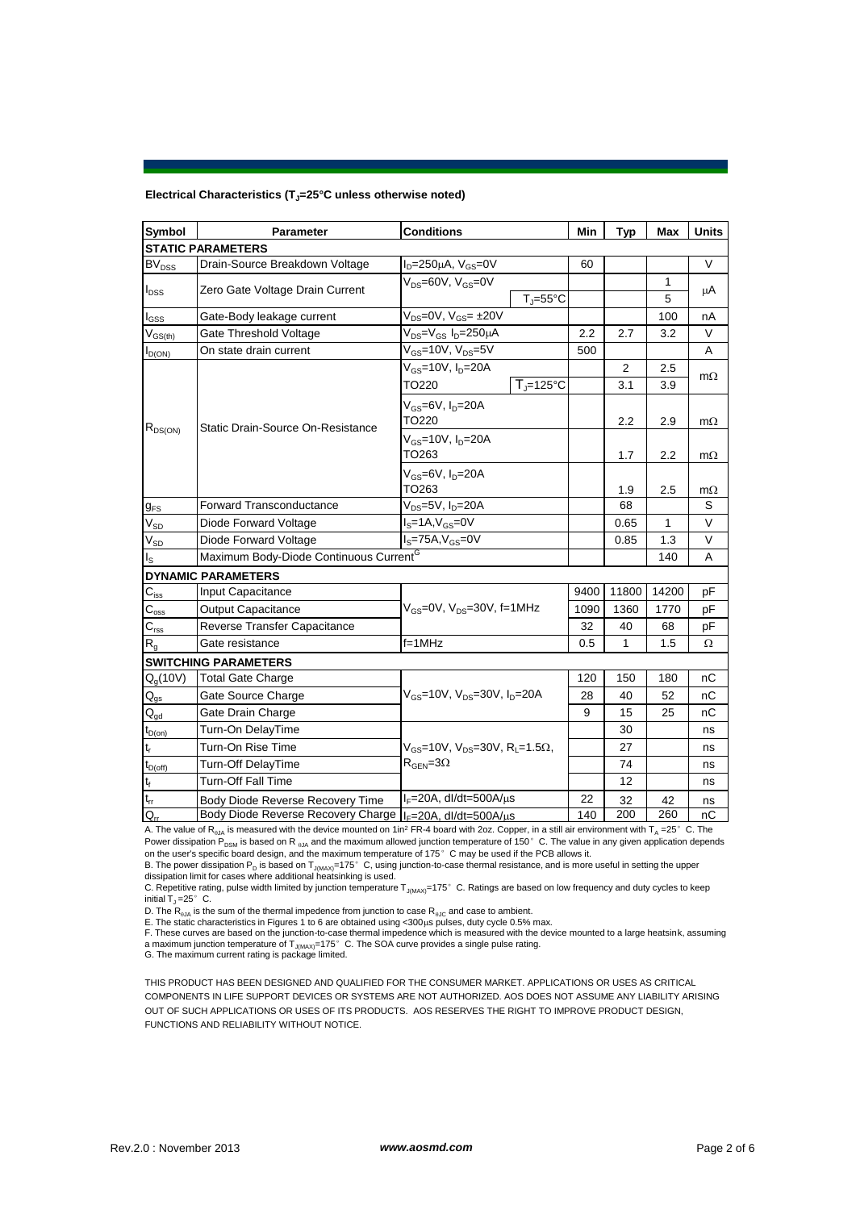**Electrical Characteristics ($T_J$=25°C unless otherwise noted)**

| Symbol | Parameter | Conditions | | Min | Typ | Max | Units |
|---|---|---|---|---|---|---|---|
| **STATIC PARAMETERS** | | | | | | | |
| $BV_{DSS}$ | Drain-Source Breakdown Voltage | $I_D$=250µA, $V_{GS}$=0V | | 60 | | | V |
| $I_{DSS}$ | Zero Gate Voltage Drain Current | $V_{DS}$=60V, $V_{GS}$=0V | | | | 1 | µA |
| | | | $T_J$=55°C | | | 5 | |
| $I_{GSS}$ | Gate-Body leakage current | $V_{DS}$=0V, $V_{GS}$= ±20V | | | | 100 | nA |
| $V_{GS(th)}$ | Gate Threshold Voltage | $V_{DS}$=$V_{GS}$ $I_D$=250µA | | 2.2 | 2.7 | 3.2 | V |
| $I_{D(ON)}$ | On state drain current | $V_{GS}$=10V, $V_{DS}$=5V | | 500 | | | A |
| $R_{DS(ON)}$ | Static Drain-Source On-Resistance | $V_{GS}$=10V, $I_D$=20A | | | 2 | 2.5 | mΩ |
| | | TO220 | $T_J$=125°C | | 3.1 | 3.9 | |
| | | $V_{GS}$=6V, $I_D$=20A TO220 | | | 2.2 | 2.9 | mΩ |
| | | $V_{GS}$=10V, $I_D$=20A TO263 | | | 1.7 | 2.2 | mΩ |
| | | $V_{GS}$=6V, $I_D$=20A TO263 | | | 1.9 | 2.5 | mΩ |
| $g_{FS}$ | Forward Transconductance | $V_{DS}$=5V, $I_D$=20A | | | 68 | | S |
| $V_{SD}$ | Diode Forward Voltage | $I_S$=1A,$V_{GS}$=0V | | | 0.65 | 1 | V |
| $V_{SD}$ | Diode Forward Voltage | $I_S$=75A,$V_{GS}$=0V | | | 0.85 | 1.3 | V |
| $I_S$ | Maximum Body-Diode Continuous Current[G] | | | | | 140 | A |
| **DYNAMIC PARAMETERS** | | | | | | | |
| $C_{iss}$ | Input Capacitance | $V_{GS}$=0V, $V_{DS}$=30V, f=1MHz | | 9400 | 11800 | 14200 | pF |
| $C_{oss}$ | Output Capacitance | | | 1090 | 1360 | 1770 | pF |
| $C_{rss}$ | Reverse Transfer Capacitance | | | 32 | 40 | 68 | pF |
| $R_g$ | Gate resistance | f=1MHz | | 0.5 | 1 | 1.5 | Ω |
| **SWITCHING PARAMETERS** | | | | | | | |
| $Q_g$(10V) | Total Gate Charge | $V_{GS}$=10V, $V_{DS}$=30V, $I_D$=20A | | 120 | 150 | 180 | nC |
| $Q_{gs}$ | Gate Source Charge | | | 28 | 40 | 52 | nC |
| $Q_{gd}$ | Gate Drain Charge | | | 9 | 15 | 25 | nC |
| $t_{D(on)}$ | Turn-On DelayTime | $V_{GS}$=10V, $V_{DS}$=30V, $R_L$=1.5Ω, $R_{GEN}$=3Ω | | | 30 | | ns |
| $t_r$ | Turn-On Rise Time | | | | 27 | | ns |
| $t_{D(off)}$ | Turn-Off DelayTime | | | | 74 | | ns |
| $t_f$ | Turn-Off Fall Time | | | | 12 | | ns |
| $t_{rr}$ | Body Diode Reverse Recovery Time | $I_F$=20A, dI/dt=500A/µs | | 22 | 32 | 42 | ns |
| $Q_{rr}$ | Body Diode Reverse Recovery Charge | $I_F$=20A, dI/dt=500A/µs | | 140 | 200 | 260 | nC |

A. The value of $R_{\theta JA}$ is measured with the device mounted on 1in² FR-4 board with 2oz. Copper, in a still air environment with $T_A$ =25° C. The Power dissipation $P_{DSM}$ is based on $R_{\theta JA}$ and the maximum allowed junction temperature of 150° C. The value in any given application depends on the user's specific board design, and the maximum temperature of 175° C may be used if the PCB allows it.

B. The power dissipation $P_D$ is based on $T_{J(MAX)}$=175° C, using junction-to-case thermal resistance, and is more useful in setting the upper dissipation limit for cases where additional heatsinking is used.

C. Repetitive rating, pulse width limited by junction temperature $T_{J(MAX)}$=175° C. Ratings are based on low frequency and duty cycles to keep initial $T_J$ =25° C.

D. The $R_{\theta JA}$ is the sum of the thermal impedence from junction to case $R_{\theta JC}$ and case to ambient.

E. The static characteristics in Figures 1 to 6 are obtained using <300µs pulses, duty cycle 0.5% max.

F. These curves are based on the junction-to-case thermal impedence which is measured with the device mounted to a large heatsink, assuming a maximum junction temperature of $T_{J(MAX)}$=175° C. The SOA curve provides a single pulse rating.

G. The maximum current rating is package limited.

THIS PRODUCT HAS BEEN DESIGNED AND QUALIFIED FOR THE CONSUMER MARKET. APPLICATIONS OR USES AS CRITICAL COMPONENTS IN LIFE SUPPORT DEVICES OR SYSTEMS ARE NOT AUTHORIZED. AOS DOES NOT ASSUME ANY LIABILITY ARISING OUT OF SUCH APPLICATIONS OR USES OF ITS PRODUCTS. AOS RESERVES THE RIGHT TO IMPROVE PRODUCT DESIGN, FUNCTIONS AND RELIABILITY WITHOUT NOTICE.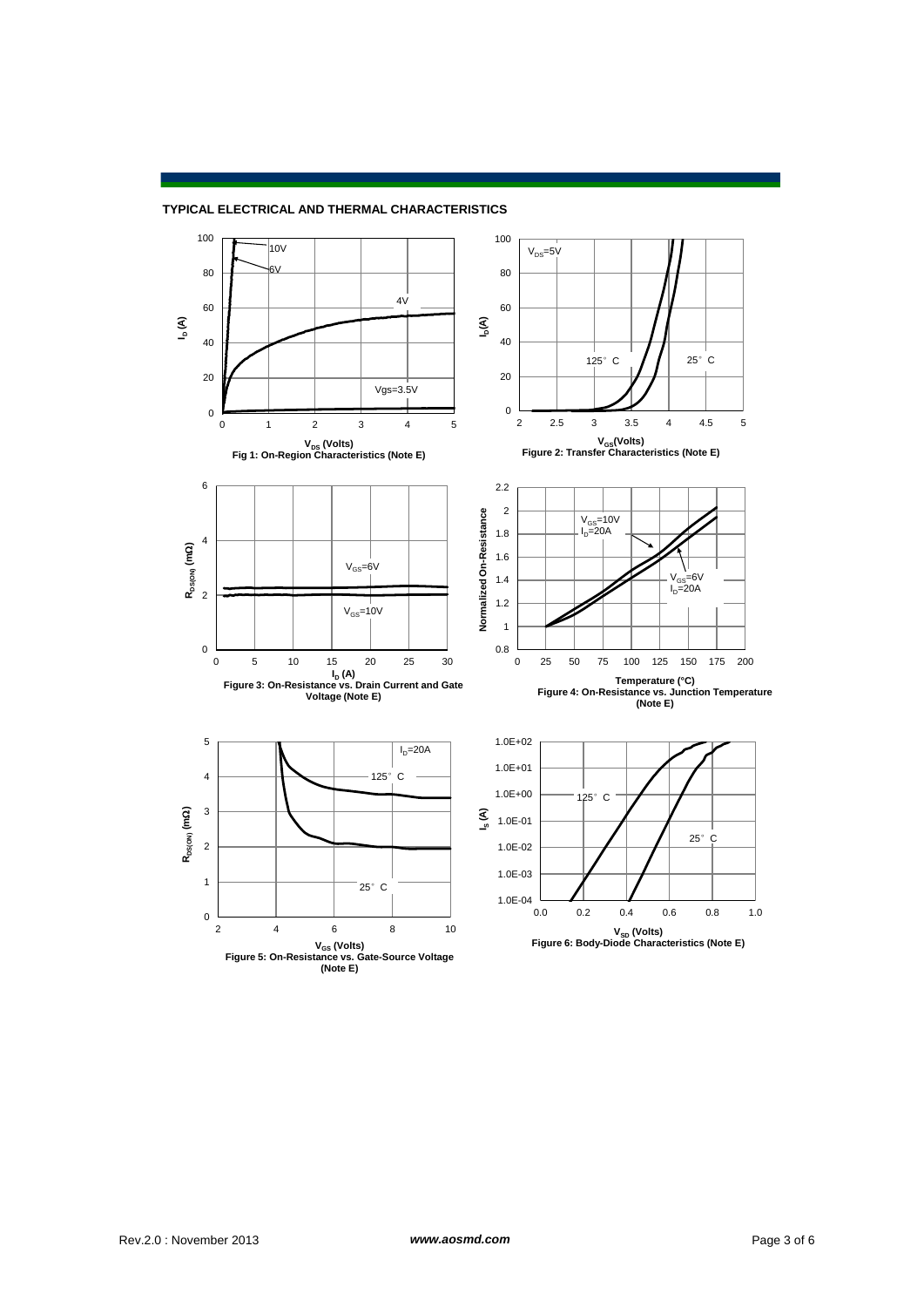## TYPICAL ELECTRICAL AND THERMAL CHARACTERISTICS

Fig 1: On-Region Characteristics (Note E)

Figure 2: Transfer Characteristics (Note E)

Figure 3: On-Resistance vs. Drain Current and Gate Voltage (Note E)

Figure 4: On-Resistance vs. Junction Temperature (Note E)

Figure 5: On-Resistance vs. Gate-Source Voltage (Note E)

Figure 6: Body-Diode Characteristics (Note E)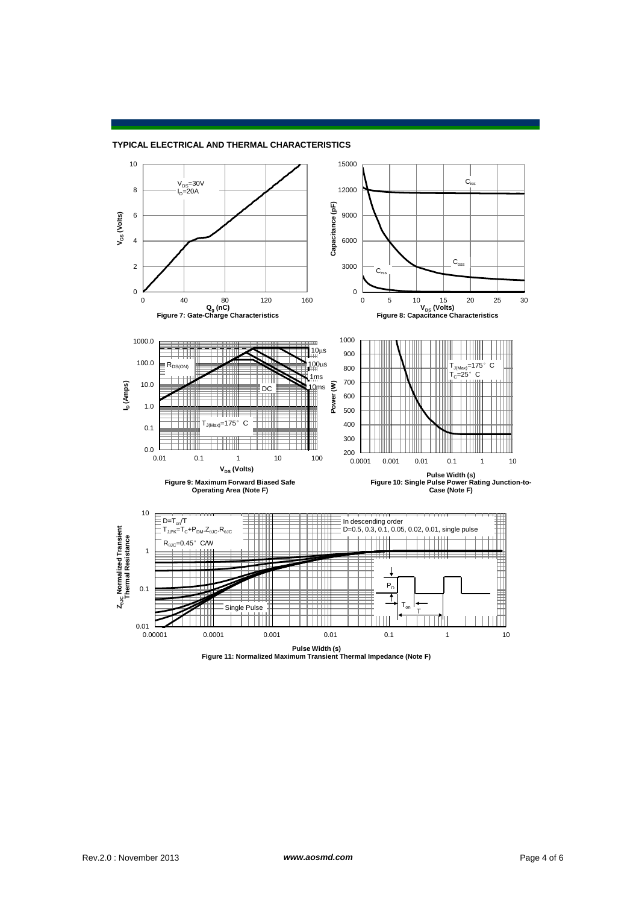## TYPICAL ELECTRICAL AND THERMAL CHARACTERISTICS

$V_{DS}$=30V
$I_D$=20A

$V_{GS}$ (Volts)

$Q_g$ (nC)

Figure 7: Gate-Charge Characteristics

$C_{iss}$

$C_{oss}$

$C_{rss}$

Capacitance (pF)

$V_{DS}$ (Volts)

Figure 8: Capacitance Characteristics

10µs

100µs

1ms

10ms

DC

$R_{DS(ON)}$

$T_{J(Max)}$=175° C

$I_D$ (Amps)

$V_{DS}$ (Volts)

Figure 9: Maximum Forward Biased Safe Operating Area (Note F)

$T_{J(Max)}$=175° C
$T_C$=25° C

Power (W)

Pulse Width (s)

Figure 10: Single Pulse Power Rating Junction-to-Case (Note F)

$D=T_{on}/T$
$T_{J,PK}=T_C+P_{DM}.Z_{\theta JC}.R_{\theta JC}$

$R_{\theta JC}$=0.45° C/W

In descending order
D=0.5, 0.3, 0.1, 0.05, 0.02, 0.01, single pulse

Single Pulse

$P_D$

$T_{on}$

T

$Z_{\theta JC}$ Normalized Transient Thermal Resistance

Pulse Width (s)

Figure 11: Normalized Maximum Transient Thermal Impedance (Note F)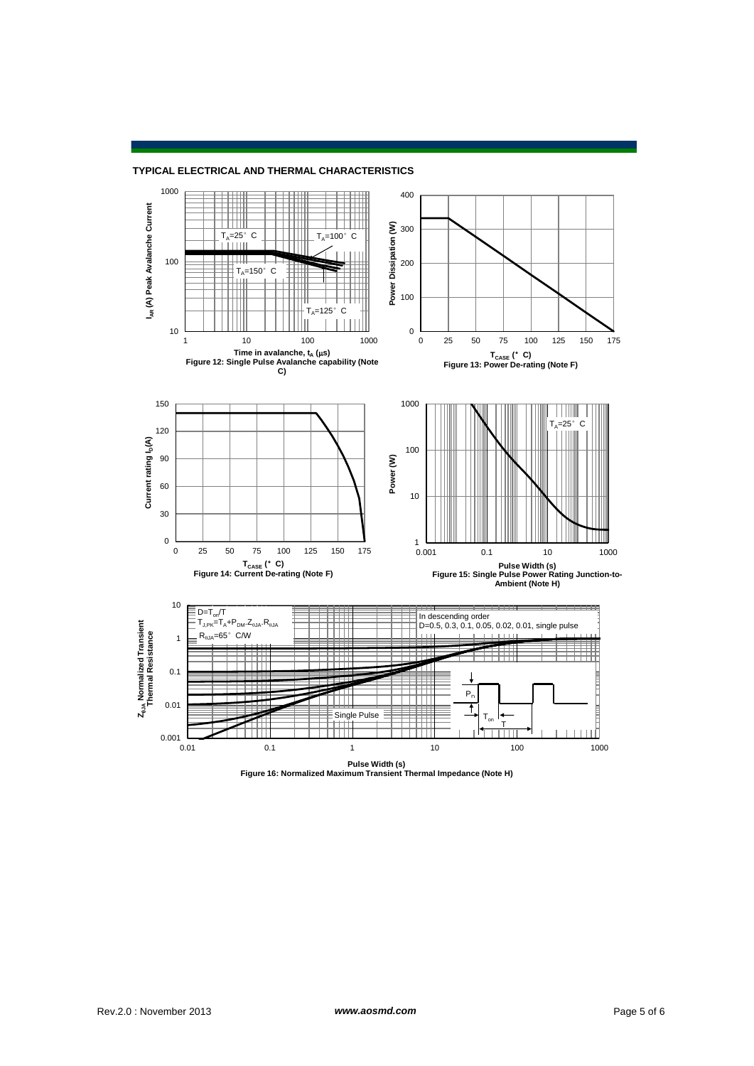## TYPICAL ELECTRICAL AND THERMAL CHARACTERISTICS

Figure 12: Single Pulse Avalanche capability (Note C)

Figure 13: Power De-rating (Note F)

Figure 14: Current De-rating (Note F)

Figure 15: Single Pulse Power Rating Junction-to-Ambient (Note H)

Figure 16: Normalized Maximum Transient Thermal Impedance (Note H)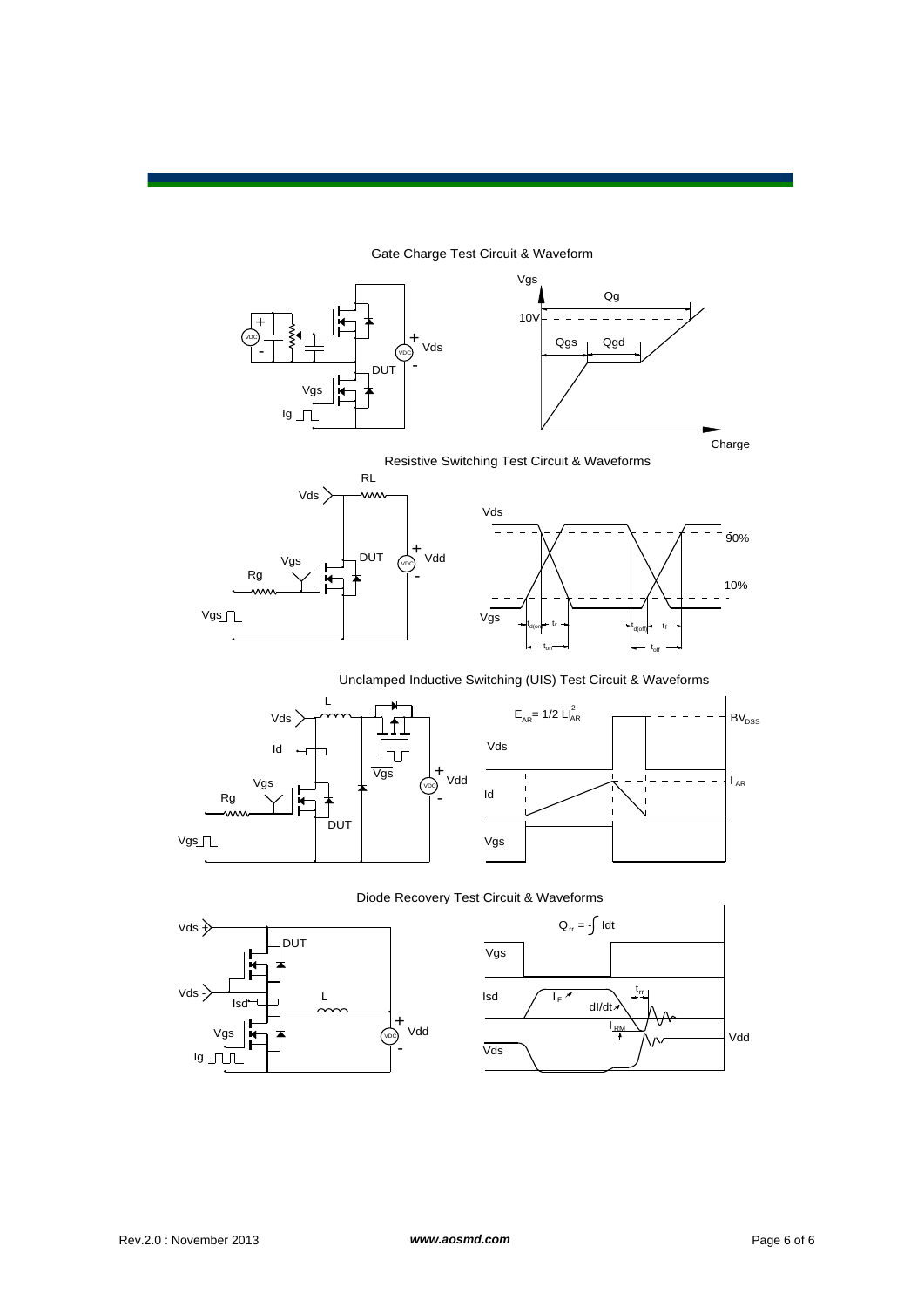Gate Charge Test Circuit & Waveform

VDC
+
-
Vds
+
-
VDC
DUT
Vgs
Ig

Vgs
Qg
10V
Qgs
Qgd
Charge

Resistive Switching Test Circuit & Waveforms

RL
Vds
Vgs
DUT
Vdd
+
-
VDC
Rg
Vgs

Vds
90%
10%
Vgs
$t_{d(on)}$ $t_r$
$t_{on}$
$t_{d(off)}$ $t_f$
$t_{off}$

Unclamped Inductive Switching (UIS) Test Circuit & Waveforms

L
Vds
Id
Vgs
Vgs
Rg
DUT
Vdd
+
-
VDC
Vgs

$E_{AR} = 1/2\ LI_{AR}^2$
$BV_{DSS}$
Vds
Id
$I_{AR}$
Vgs

Diode Recovery Test Circuit & Waveforms

Vds +
DUT
Vds -
Isd
L
Vgs
Ig
Vdd
+
-
VDC

$Q_{rr} = -\int Idt$
Vgs
Isd
$I_F$
dI/dt
$t_{rr}$
$I_{RM}$
Vds
Vdd